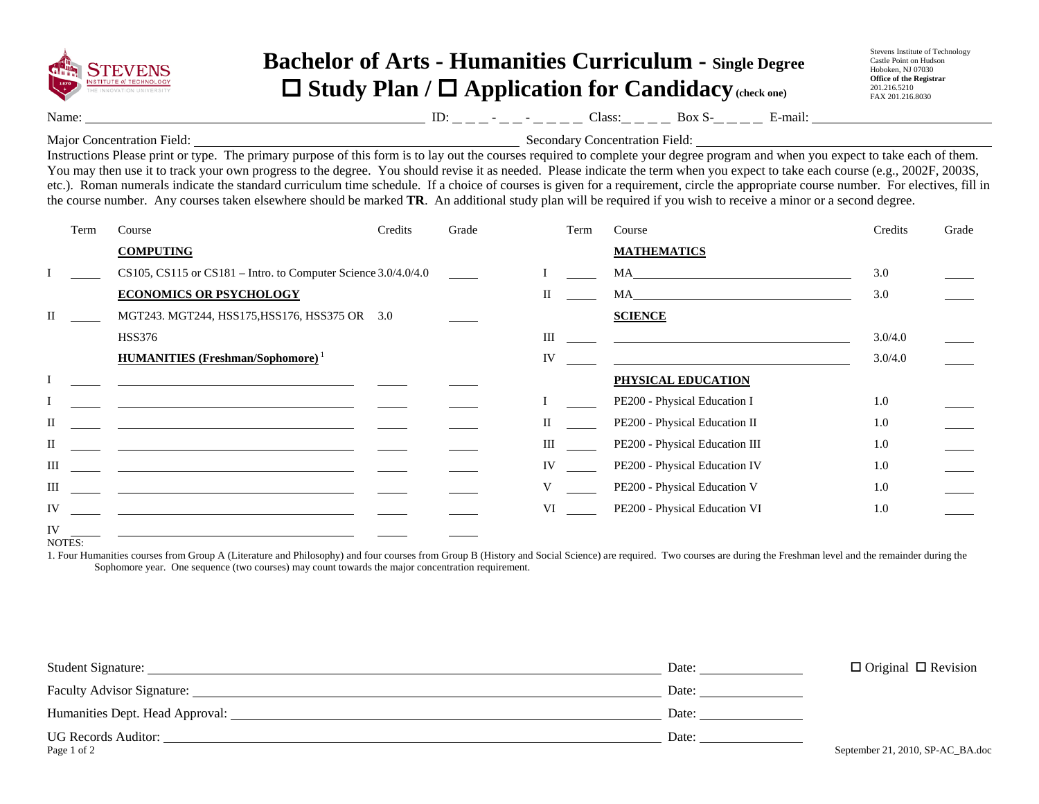# Bachelor of Arts - Humanities Curriculum - Single Degree

## ☐ Study Plan / ☐ Application for Candidacy (check one)

Stevens Institute of Technology
Castle Point on Hudson
Hoboken, NJ 07030
**Office of the Registrar**
201.216.5210
FAX 201.216.8030

Name: ______________________ ID: _ _ _ - _ _ - _ _ _ _ Class:_ _ _ _ Box S-_ _ _ _ E-mail: ______________

Major Concentration Field: ______________________ Secondary Concentration Field: ______________________

Instructions Please print or type. The primary purpose of this form is to lay out the courses required to complete your degree program and when you expect to take each of them. You may then use it to track your own progress to the degree. You should revise it as needed. Please indicate the term when you expect to take each course (e.g., 2002F, 2003S, etc.). Roman numerals indicate the standard curriculum time schedule. If a choice of courses is given for a requirement, circle the appropriate course number. For electives, fill in the course number. Any courses taken elsewhere should be marked **TR**. An additional study plan will be required if you wish to receive a minor or a second degree.

| | Term | Course | Credits | Grade |
|---|---|---|---|---|
| | | **COMPUTING** | | |
| I | ____ | CS105, CS115 or CS181 – Intro. to Computer Science | 3.0/4.0/4.0 | ____ |
| | | **ECONOMICS OR PSYCHOLOGY** | | |
| II | ____ | MGT243. MGT244, HSS175,HSS176, HSS375 OR HSS376 | 3.0 | ____ |
| | | **HUMANITIES (Freshman/Sophomore)** [1] | | |
| I | ____ | ____________ | ____ | ____ |
| I | ____ | ____________ | ____ | ____ |
| II | ____ | ____________ | ____ | ____ |
| II | ____ | ____________ | ____ | ____ |
| III | ____ | ____________ | ____ | ____ |
| III | ____ | ____________ | ____ | ____ |
| IV | ____ | ____________ | ____ | ____ |
| IV | ____ | ____________ | ____ | ____ |

| | Term | Course | Credits | Grade |
|---|---|---|---|---|
| | | **MATHEMATICS** | | |
| I | ____ | MA____________ | 3.0 | ____ |
| II | ____ | MA____________ | 3.0 | ____ |
| | | **SCIENCE** | | |
| III | ____ | ____________ | 3.0/4.0 | ____ |
| IV | ____ | ____________ | 3.0/4.0 | ____ |
| | | **PHYSICAL EDUCATION** | | |
| I | ____ | PE200 - Physical Education I | 1.0 | ____ |
| II | ____ | PE200 - Physical Education II | 1.0 | ____ |
| III | ____ | PE200 - Physical Education III | 1.0 | ____ |
| IV | ____ | PE200 - Physical Education IV | 1.0 | ____ |
| V | ____ | PE200 - Physical Education V | 1.0 | ____ |
| VI | ____ | PE200 - Physical Education VI | 1.0 | ____ |

NOTES:

1. Four Humanities courses from Group A (Literature and Philosophy) and four courses from Group B (History and Social Science) are required. Two courses are during the Freshman level and the remainder during the Sophomore year. One sequence (two courses) may count towards the major concentration requirement.

Student Signature: ______________________ Date: __________ ☐ Original ☐ Revision

Faculty Advisor Signature: ______________________ Date: __________

Humanities Dept. Head Approval: ______________________ Date: __________

UG Records Auditor: ______________________ Date: __________

September 21, 2010, SP-AC_BA.doc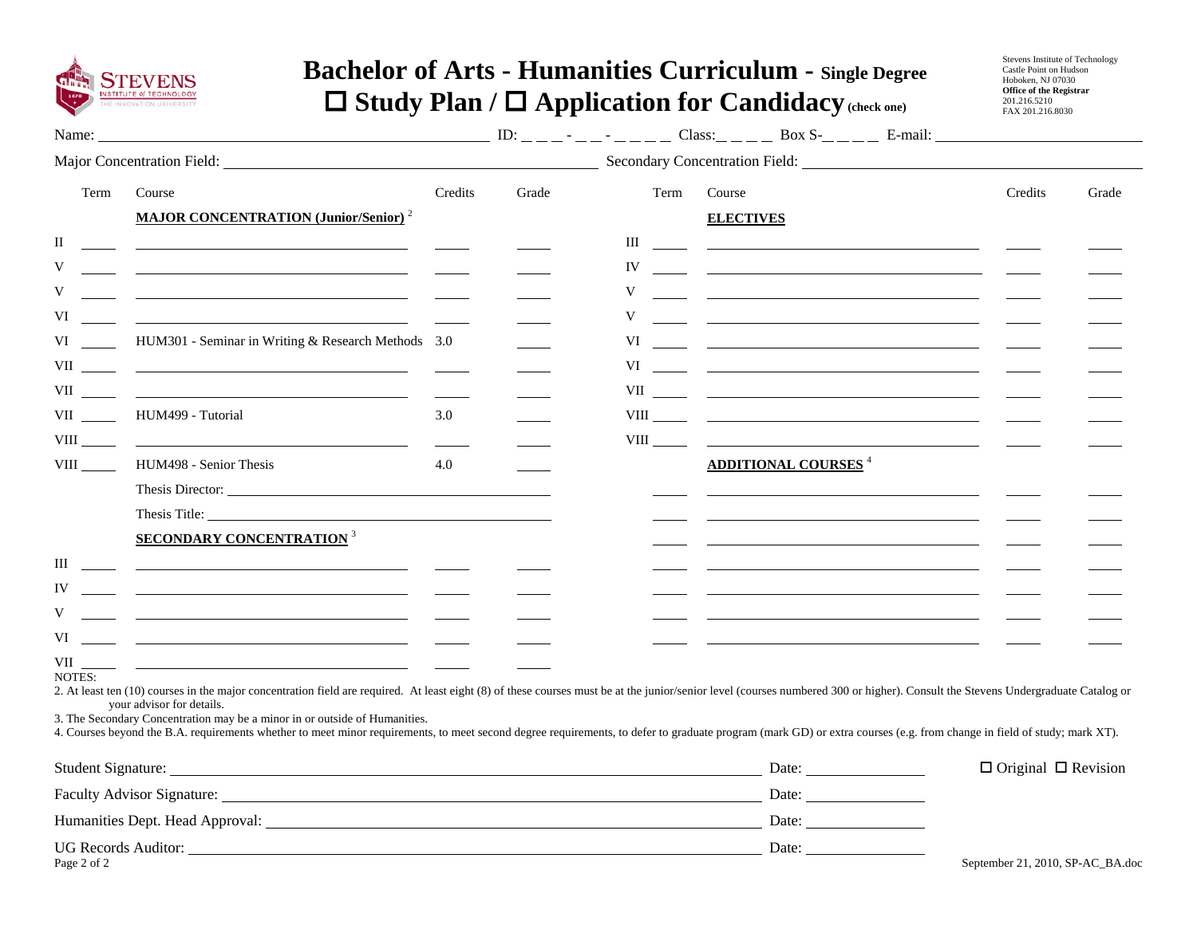# Bachelor of Arts - Humanities Curriculum - Single Degree

## ☐ Study Plan / ☐ Application for Candidacy (check one)

Stevens Institute of Technology
Castle Point on Hudson
Hoboken, NJ 07030
**Office of the Registrar**
201.216.5210
FAX 201.216.8030

Name: ______________________ ID: _ _ _ - _ _ - _ _ _ _ Class:_ _ _ _ Box S-_ _ _ _ E-mail: ______________________

Major Concentration Field: ______________________ Secondary Concentration Field: ______________________

| Term | | Course | Credits | Grade |
|---|---|---|---|---|
| | | **MAJOR CONCENTRATION (Junior/Senior)** [2] | | |
| II | | | | |
| V | | | | |
| V | | | | |
| VI | | | | |
| VI | | HUM301 - Seminar in Writing & Research Methods | 3.0 | |
| VII | | | | |
| VII | | | | |
| VII | | HUM499 - Tutorial | 3.0 | |
| VIII | | | | |
| VIII | | HUM498 - Senior Thesis | 4.0 | |
| | | Thesis Director: | | |
| | | Thesis Title: | | |
| | | **SECONDARY CONCENTRATION** [3] | | |
| III | | | | |
| IV | | | | |
| V | | | | |
| VI | | | | |
| VII | | | | |

| Term | | Course | Credits | Grade |
|---|---|---|---|---|
| | | **ELECTIVES** | | |
| III | | | | |
| IV | | | | |
| V | | | | |
| V | | | | |
| VI | | | | |
| VI | | | | |
| VII | | | | |
| VIII | | | | |
| VIII | | | | |
| | | **ADDITIONAL COURSES** [4] | | |
| | | | | |
| | | | | |
| | | | | |
| | | | | |
| | | | | |
| | | | | |
| | | | | |

NOTES:

2. At least ten (10) courses in the major concentration field are required. At least eight (8) of these courses must be at the junior/senior level (courses numbered 300 or higher). Consult the Stevens Undergraduate Catalog or your advisor for details.
3. The Secondary Concentration may be a minor in or outside of Humanities.
4. Courses beyond the B.A. requirements whether to meet minor requirements, to meet second degree requirements, to defer to graduate program (mark GD) or extra courses (e.g. from change in field of study; mark XT).

Student Signature: ______________________ Date: __________ ☐ Original ☐ Revision

Faculty Advisor Signature: ______________________ Date: __________

Humanities Dept. Head Approval: ______________________ Date: __________

UG Records Auditor: ______________________ Date: __________

September 21, 2010, SP-AC_BA.doc